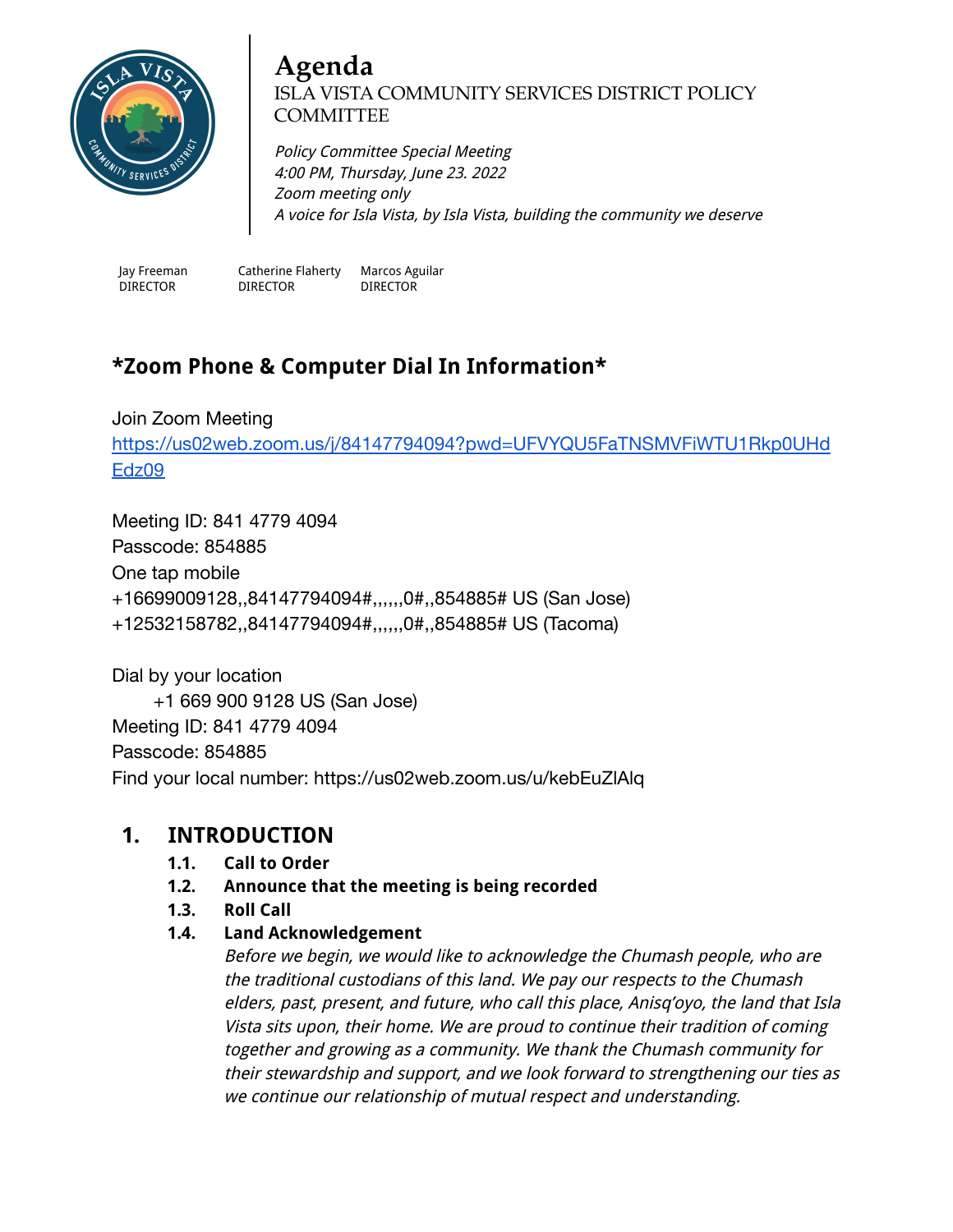# Agenda

ISLA VISTA COMMUNITY SERVICES DISTRICT POLICY COMMITTEE

*Policy Committee Special Meeting*
*4:00 PM, Thursday, June 23. 2022*
*Zoom meeting only*
*A voice for Isla Vista, by Isla Vista, building the community we deserve*

| Jay Freeman | Catherine Flaherty | Marcos Aguilar |
|---|---|---|
| DIRECTOR | DIRECTOR | DIRECTOR |

## *Zoom Phone & Computer Dial In Information*

Join Zoom Meeting
https://us02web.zoom.us/j/84147794094?pwd=UFVYQU5FaTNSMVFiWTU1Rkp0UHdEdz09

Meeting ID: 841 4779 4094
Passcode: 854885
One tap mobile
+16699009128,,84147794094#,,,,,,0#,,854885# US (San Jose)
+12532158782,,84147794094#,,,,,,0#,,854885# US (Tacoma)

Dial by your location
+1 669 900 9128 US (San Jose)
Meeting ID: 841 4779 4094
Passcode: 854885
Find your local number: https://us02web.zoom.us/u/kebEuZlAlq

## 1. INTRODUCTION

**1.1. Call to Order**

**1.2. Announce that the meeting is being recorded**

**1.3. Roll Call**

**1.4. Land Acknowledgement**

*Before we begin, we would like to acknowledge the Chumash people, who are the traditional custodians of this land. We pay our respects to the Chumash elders, past, present, and future, who call this place, Anisq'oyo, the land that Isla Vista sits upon, their home. We are proud to continue their tradition of coming together and growing as a community. We thank the Chumash community for their stewardship and support, and we look forward to strengthening our ties as we continue our relationship of mutual respect and understanding.*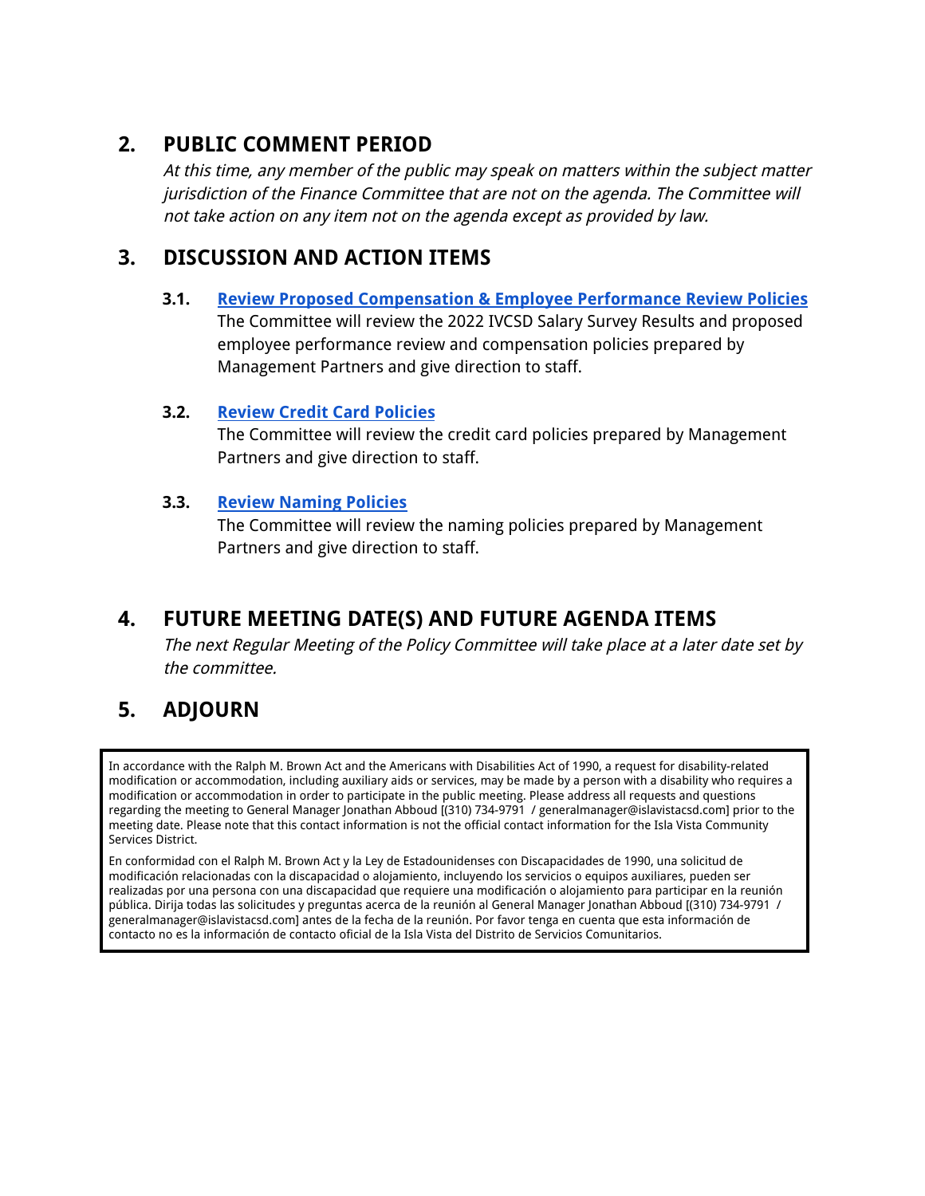## 2. PUBLIC COMMENT PERIOD

*At this time, any member of the public may speak on matters within the subject matter jurisdiction of the Finance Committee that are not on the agenda. The Committee will not take action on any item not on the agenda except as provided by law.*

## 3. DISCUSSION AND ACTION ITEMS

**3.1. Review Proposed Compensation & Employee Performance Review Policies**
The Committee will review the 2022 IVCSD Salary Survey Results and proposed employee performance review and compensation policies prepared by Management Partners and give direction to staff.

**3.2. Review Credit Card Policies**
The Committee will review the credit card policies prepared by Management Partners and give direction to staff.

**3.3. Review Naming Policies**
The Committee will review the naming policies prepared by Management Partners and give direction to staff.

## 4. FUTURE MEETING DATE(S) AND FUTURE AGENDA ITEMS

*The next Regular Meeting of the Policy Committee will take place at a later date set by the committee.*

## 5. ADJOURN

In accordance with the Ralph M. Brown Act and the Americans with Disabilities Act of 1990, a request for disability-related modification or accommodation, including auxiliary aids or services, may be made by a person with a disability who requires a modification or accommodation in order to participate in the public meeting. Please address all requests and questions regarding the meeting to General Manager Jonathan Abboud [(310) 734-9791 / generalmanager@islavistacsd.com] prior to the meeting date. Please note that this contact information is not the official contact information for the Isla Vista Community Services District.

En conformidad con el Ralph M. Brown Act y la Ley de Estadounidenses con Discapacidades de 1990, una solicitud de modificación relacionadas con la discapacidad o alojamiento, incluyendo los servicios o equipos auxiliares, pueden ser realizadas por una persona con una discapacidad que requiere una modificación o alojamiento para participar en la reunión pública. Dirija todas las solicitudes y preguntas acerca de la reunión al General Manager Jonathan Abboud [(310) 734-9791 / generalmanager@islavistacsd.com] antes de la fecha de la reunión. Por favor tenga en cuenta que esta información de contacto no es la información de contacto oficial de la Isla Vista del Distrito de Servicios Comunitarios.